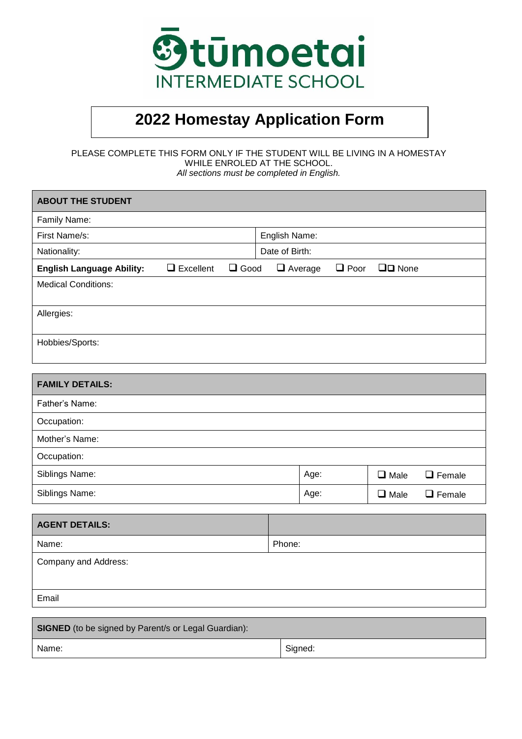# Ōtūmoetai INTERMEDIATE SCHOOL

## 2022 Homestay Application Form

PLEASE COMPLETE THIS FORM ONLY IF THE STUDENT WILL BE LIVING IN A HOMESTAY WHILE ENROLED AT THE SCHOOL.
*All sections must be completed in English.*

| **ABOUT THE STUDENT** | |
|---|---|
| Family Name: | |
| First Name/s: | English Name: |
| Nationality: | Date of Birth: |
| **English Language Ability:** ❑ Excellent ❑ Good ❑ Average ❑ Poor ❑❑ None | |
| Medical Conditions: | |
| Allergies: | |
| Hobbies/Sports: | |

| **FAMILY DETAILS:** | | | |
|---|---|---|---|
| Father's Name: | | | |
| Occupation: | | | |
| Mother's Name: | | | |
| Occupation: | | | |
| Siblings Name: | Age: | ❑ Male | ❑ Female |
| Siblings Name: | Age: | ❑ Male | ❑ Female |

| **AGENT DETAILS:** | |
|---|---|
| Name: | Phone: |
| Company and Address: | |
| Email | |

| **SIGNED** (to be signed by Parent/s or Legal Guardian): | |
|---|---|
| Name: | Signed: |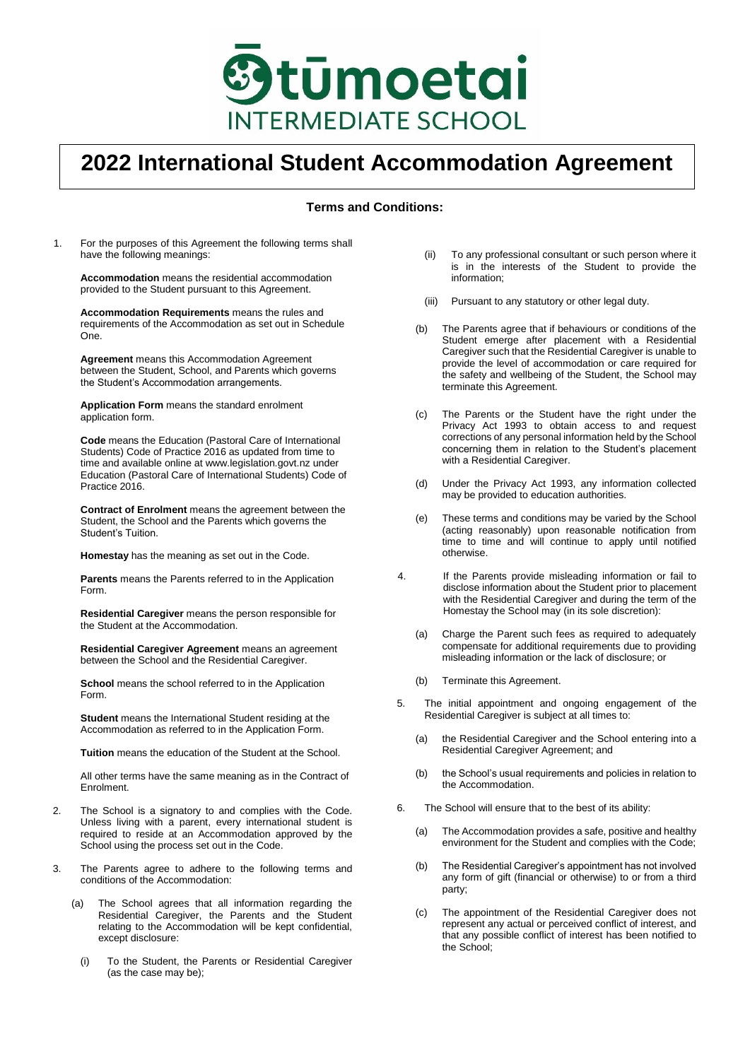# Ōtūmoetai INTERMEDIATE SCHOOL

# 2022 International Student Accommodation Agreement

### Terms and Conditions:

1. For the purposes of this Agreement the following terms shall have the following meanings:

   **Accommodation** means the residential accommodation provided to the Student pursuant to this Agreement.

   **Accommodation Requirements** means the rules and requirements of the Accommodation as set out in Schedule One.

   **Agreement** means this Accommodation Agreement between the Student, School, and Parents which governs the Student's Accommodation arrangements.

   **Application Form** means the standard enrolment application form.

   **Code** means the Education (Pastoral Care of International Students) Code of Practice 2016 as updated from time to time and available online at www.legislation.govt.nz under Education (Pastoral Care of International Students) Code of Practice 2016.

   **Contract of Enrolment** means the agreement between the Student, the School and the Parents which governs the Student's Tuition.

   **Homestay** has the meaning as set out in the Code.

   **Parents** means the Parents referred to in the Application Form.

   **Residential Caregiver** means the person responsible for the Student at the Accommodation.

   **Residential Caregiver Agreement** means an agreement between the School and the Residential Caregiver.

   **School** means the school referred to in the Application Form.

   **Student** means the International Student residing at the Accommodation as referred to in the Application Form.

   **Tuition** means the education of the Student at the School.

   All other terms have the same meaning as in the Contract of Enrolment.

2. The School is a signatory to and complies with the Code. Unless living with a parent, every international student is required to reside at an Accommodation approved by the School using the process set out in the Code.

3. The Parents agree to adhere to the following terms and conditions of the Accommodation:

   (a) The School agrees that all information regarding the Residential Caregiver, the Parents and the Student relating to the Accommodation will be kept confidential, except disclosure:

      (i) To the Student, the Parents or Residential Caregiver (as the case may be);

      (ii) To any professional consultant or such person where it is in the interests of the Student to provide the information;

      (iii) Pursuant to any statutory or other legal duty.

   (b) The Parents agree that if behaviours or conditions of the Student emerge after placement with a Residential Caregiver such that the Residential Caregiver is unable to provide the level of accommodation or care required for the safety and wellbeing of the Student, the School may terminate this Agreement.

   (c) The Parents or the Student have the right under the Privacy Act 1993 to obtain access to and request corrections of any personal information held by the School concerning them in relation to the Student's placement with a Residential Caregiver.

   (d) Under the Privacy Act 1993, any information collected may be provided to education authorities.

   (e) These terms and conditions may be varied by the School (acting reasonably) upon reasonable notification from time to time and will continue to apply until notified otherwise.

4. If the Parents provide misleading information or fail to disclose information about the Student prior to placement with the Residential Caregiver and during the term of the Homestay the School may (in its sole discretion):

   (a) Charge the Parent such fees as required to adequately compensate for additional requirements due to providing misleading information or the lack of disclosure; or

   (b) Terminate this Agreement.

5. The initial appointment and ongoing engagement of the Residential Caregiver is subject at all times to:

   (a) the Residential Caregiver and the School entering into a Residential Caregiver Agreement; and

   (b) the School's usual requirements and policies in relation to the Accommodation.

6. The School will ensure that to the best of its ability:

   (a) The Accommodation provides a safe, positive and healthy environment for the Student and complies with the Code;

   (b) The Residential Caregiver's appointment has not involved any form of gift (financial or otherwise) to or from a third party;

   (c) The appointment of the Residential Caregiver does not represent any actual or perceived conflict of interest, and that any possible conflict of interest has been notified to the School;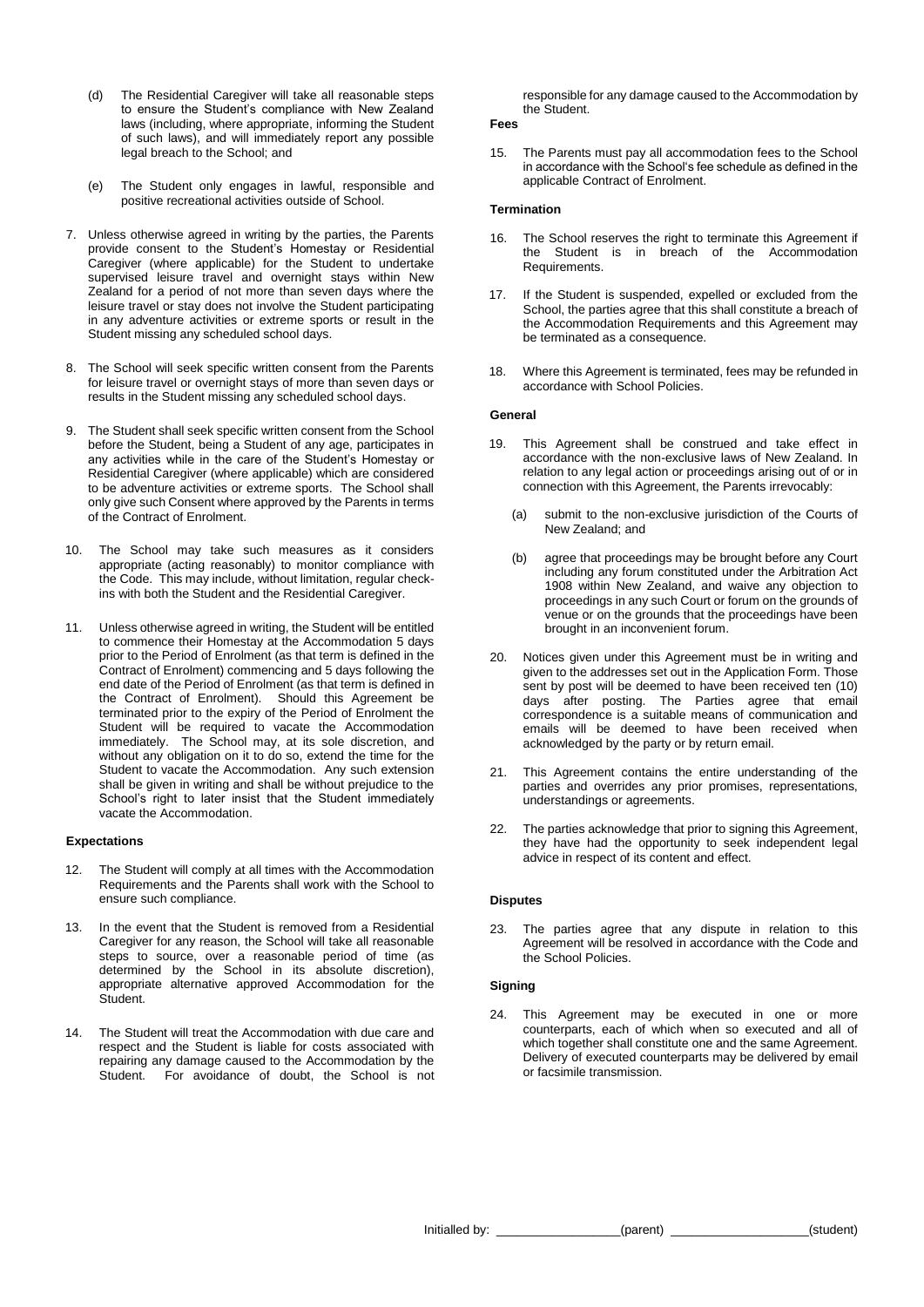(d) The Residential Caregiver will take all reasonable steps to ensure the Student's compliance with New Zealand laws (including, where appropriate, informing the Student of such laws), and will immediately report any possible legal breach to the School; and

(e) The Student only engages in lawful, responsible and positive recreational activities outside of School.

7. Unless otherwise agreed in writing by the parties, the Parents provide consent to the Student's Homestay or Residential Caregiver (where applicable) for the Student to undertake supervised leisure travel and overnight stays within New Zealand for a period of not more than seven days where the leisure travel or stay does not involve the Student participating in any adventure activities or extreme sports or result in the Student missing any scheduled school days.

8. The School will seek specific written consent from the Parents for leisure travel or overnight stays of more than seven days or results in the Student missing any scheduled school days.

9. The Student shall seek specific written consent from the School before the Student, being a Student of any age, participates in any activities while in the care of the Student's Homestay or Residential Caregiver (where applicable) which are considered to be adventure activities or extreme sports. The School shall only give such Consent where approved by the Parents in terms of the Contract of Enrolment.

10. The School may take such measures as it considers appropriate (acting reasonably) to monitor compliance with the Code. This may include, without limitation, regular check-ins with both the Student and the Residential Caregiver.

11. Unless otherwise agreed in writing, the Student will be entitled to commence their Homestay at the Accommodation 5 days prior to the Period of Enrolment (as that term is defined in the Contract of Enrolment) commencing and 5 days following the end date of the Period of Enrolment (as that term is defined in the Contract of Enrolment). Should this Agreement be terminated prior to the expiry of the Period of Enrolment the Student will be required to vacate the Accommodation immediately. The School may, at its sole discretion, and without any obligation on it to do so, extend the time for the Student to vacate the Accommodation. Any such extension shall be given in writing and shall be without prejudice to the School's right to later insist that the Student immediately vacate the Accommodation.

**Expectations**

12. The Student will comply at all times with the Accommodation Requirements and the Parents shall work with the School to ensure such compliance.

13. In the event that the Student is removed from a Residential Caregiver for any reason, the School will take all reasonable steps to source, over a reasonable period of time (as determined by the School in its absolute discretion), appropriate alternative approved Accommodation for the Student.

14. The Student will treat the Accommodation with due care and respect and the Student is liable for costs associated with repairing any damage caused to the Accommodation by the Student. For avoidance of doubt, the School is not responsible for any damage caused to the Accommodation by the Student.

**Fees**

15. The Parents must pay all accommodation fees to the School in accordance with the School's fee schedule as defined in the applicable Contract of Enrolment.

**Termination**

16. The School reserves the right to terminate this Agreement if the Student is in breach of the Accommodation Requirements.

17. If the Student is suspended, expelled or excluded from the School, the parties agree that this shall constitute a breach of the Accommodation Requirements and this Agreement may be terminated as a consequence.

18. Where this Agreement is terminated, fees may be refunded in accordance with School Policies.

**General**

19. This Agreement shall be construed and take effect in accordance with the non-exclusive laws of New Zealand. In relation to any legal action or proceedings arising out of or in connection with this Agreement, the Parents irrevocably:

   (a) submit to the non-exclusive jurisdiction of the Courts of New Zealand; and

   (b) agree that proceedings may be brought before any Court including any forum constituted under the Arbitration Act 1908 within New Zealand, and waive any objection to proceedings in any such Court or forum on the grounds of venue or on the grounds that the proceedings have been brought in an inconvenient forum.

20. Notices given under this Agreement must be in writing and given to the addresses set out in the Application Form. Those sent by post will be deemed to have been received ten (10) days after posting. The Parties agree that email correspondence is a suitable means of communication and emails will be deemed to have been received when acknowledged by the party or by return email.

21. This Agreement contains the entire understanding of the parties and overrides any prior promises, representations, understandings or agreements.

22. The parties acknowledge that prior to signing this Agreement, they have had the opportunity to seek independent legal advice in respect of its content and effect.

**Disputes**

23. The parties agree that any dispute in relation to this Agreement will be resolved in accordance with the Code and the School Policies.

**Signing**

24. This Agreement may be executed in one or more counterparts, each of which when so executed and all of which together shall constitute one and the same Agreement. Delivery of executed counterparts may be delivered by email or facsimile transmission.

Initialled by: ________________(parent) __________________(student)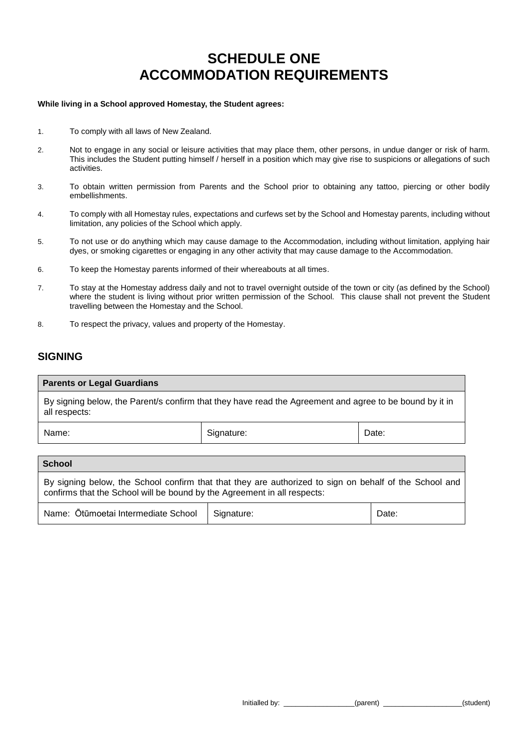# SCHEDULE ONE
# ACCOMMODATION REQUIREMENTS

**While living in a School approved Homestay, the Student agrees:**

1. To comply with all laws of New Zealand.
2. Not to engage in any social or leisure activities that may place them, other persons, in undue danger or risk of harm. This includes the Student putting himself / herself in a position which may give rise to suspicions or allegations of such activities.
3. To obtain written permission from Parents and the School prior to obtaining any tattoo, piercing or other bodily embellishments.
4. To comply with all Homestay rules, expectations and curfews set by the School and Homestay parents, including without limitation, any policies of the School which apply.
5. To not use or do anything which may cause damage to the Accommodation, including without limitation, applying hair dyes, or smoking cigarettes or engaging in any other activity that may cause damage to the Accommodation.
6. To keep the Homestay parents informed of their whereabouts at all times.
7. To stay at the Homestay address daily and not to travel overnight outside of the town or city (as defined by the School) where the student is living without prior written permission of the School. This clause shall not prevent the Student travelling between the Homestay and the School.
8. To respect the privacy, values and property of the Homestay.

## SIGNING

| **Parents or Legal Guardians** | | |
|---|---|---|
| By signing below, the Parent/s confirm that they have read the Agreement and agree to be bound by it in all respects: | | |
| Name: | Signature: | Date: |

| **School** | | |
|---|---|---|
| By signing below, the School confirm that that they are authorized to sign on behalf of the School and confirms that the School will be bound by the Agreement in all respects: | | |
| Name: Ōtūmoetai Intermediate School | Signature: | Date: |

Initialled by: ________________(parent) __________________(student)